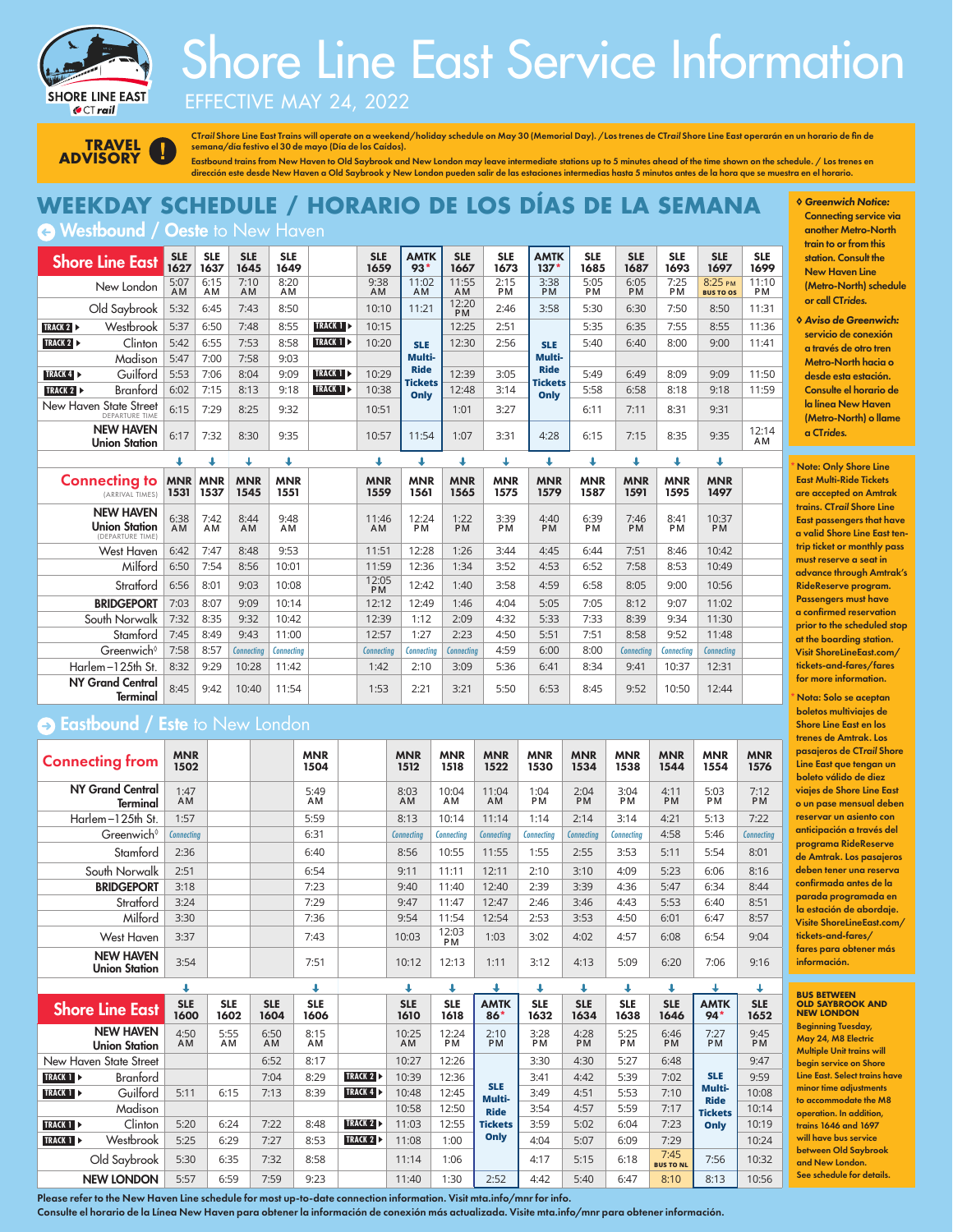# Shore Line East Service Information

SHORE LINE EAST
CT*rail*

EFFECTIVE MAY 24, 2022

**TRAVEL ADVISORY !**

*CTrail* Shore Line East Trains will operate on a weekend/holiday schedule on May 30 (Memorial Day). / Los trenes de *CTrail* Shore Line East operarán en un horario de fin de semana/día festivo el 30 de mayo (Día de los Caídos).

Eastbound trains from New Haven to Old Saybrook and New London may leave intermediate stations up to 5 minutes ahead of the time shown on the schedule. / Los trenes en dirección este desde New Haven a Old Saybrook y New London pueden salir de las estaciones intermedias hasta 5 minutos antes de la hora que se muestra en el horario.

## WEEKDAY SCHEDULE / HORARIO DE LOS DÍAS DE LA SEMANA

### Westbound / Oeste to New Haven

| Shore Line East | SLE 1627 | SLE 1637 | SLE 1645 | SLE 1649 | | SLE 1659 | AMTK 93* | SLE 1667 | SLE 1673 | AMTK 137* | SLE 1685 | SLE 1687 | SLE 1693 | SLE 1697 | SLE 1699 |
|---|---|---|---|---|---|---|---|---|---|---|---|---|---|---|---|
| New London | 5:07 AM | 6:15 AM | 7:10 AM | 8:20 AM | | 9:38 AM | 11:02 AM | 11:55 AM | 2:15 PM | 3:38 PM | 5:05 PM | 6:05 PM | 7:25 PM | 8:25 PM BUS TO OS | 11:10 PM |
| Old Saybrook | 5:32 | 6:45 | 7:43 | 8:50 | | 10:10 | 11:21 | 12:20 PM | 2:46 | 3:58 | 5:30 | 6:30 | 7:50 | 8:50 | 11:31 |
| TRACK 2 ▸ Westbrook | 5:37 | 6:50 | 7:48 | 8:55 | TRACK 1 ▸ | 10:15 | SLE Multi-Ride Tickets Only | 12:25 | 2:51 | SLE Multi-Ride Tickets Only | 5:35 | 6:35 | 7:55 | 8:55 | 11:36 |
| TRACK 2 ▸ Clinton | 5:42 | 6:55 | 7:53 | 8:58 | TRACK 1 ▸ | 10:20 | | 12:30 | 2:56 | | 5:40 | 6:40 | 8:00 | 9:00 | 11:41 |
| Madison | 5:47 | 7:00 | 7:58 | 9:03 | | | | | | | | | | | |
| TRACK 4 ▸ Guilford | 5:53 | 7:06 | 8:04 | 9:09 | TRACK 1 ▸ | 10:29 | | 12:39 | 3:05 | | 5:49 | 6:49 | 8:09 | 9:09 | 11:50 |
| TRACK 2 ▸ Branford | 6:02 | 7:15 | 8:13 | 9:18 | TRACK 1 ▸ | 10:38 | | 12:48 | 3:14 | | 5:58 | 6:58 | 8:18 | 9:18 | 11:59 |
| New Haven State Street (DEPARTURE TIME) | 6:15 | 7:29 | 8:25 | 9:32 | | 10:51 | | 1:01 | 3:27 | | 6:11 | 7:11 | 8:31 | 9:31 | |
| NEW HAVEN Union Station | 6:17 | 7:32 | 8:30 | 9:35 | | 10:57 | 11:54 | 1:07 | 3:31 | 4:28 | 6:15 | 7:15 | 8:35 | 9:35 | 12:14 AM |
| **Connecting to** (ARRIVAL TIMES) | MNR 1531 | MNR 1537 | MNR 1545 | MNR 1551 | | MNR 1559 | MNR 1561 | MNR 1565 | MNR 1575 | MNR 1579 | MNR 1587 | MNR 1591 | MNR 1595 | MNR 1497 | |
| NEW HAVEN Union Station (DEPARTURE TIME) | 6:38 AM | 7:42 AM | 8:44 AM | 9:48 AM | | 11:46 AM | 12:24 PM | 1:22 PM | 3:39 PM | 4:40 PM | 6:39 PM | 7:46 PM | 8:41 PM | 10:37 PM | |
| West Haven | 6:42 | 7:47 | 8:48 | 9:53 | | 11:51 | 12:28 | 1:26 | 3:44 | 4:45 | 6:44 | 7:51 | 8:46 | 10:42 | |
| Milford | 6:50 | 7:54 | 8:56 | 10:01 | | 11:59 | 12:36 | 1:34 | 3:52 | 4:53 | 6:52 | 7:58 | 8:53 | 10:49 | |
| Stratford | 6:56 | 8:01 | 9:03 | 10:08 | | 12:05 PM | 12:42 | 1:40 | 3:58 | 4:59 | 6:58 | 8:05 | 9:00 | 10:56 | |
| BRIDGEPORT | 7:03 | 8:07 | 9:09 | 10:14 | | 12:12 | 12:49 | 1:46 | 4:04 | 5:05 | 7:05 | 8:12 | 9:07 | 11:02 | |
| South Norwalk | 7:32 | 8:35 | 9:32 | 10:42 | | 12:39 | 1:12 | 2:09 | 4:32 | 5:33 | 7:33 | 8:39 | 9:34 | 11:30 | |
| Stamford | 7:45 | 8:49 | 9:43 | 11:00 | | 12:57 | 1:27 | 2:23 | 4:50 | 5:51 | 7:51 | 8:58 | 9:52 | 11:48 | |
| Greenwich◊ | 7:58 | 8:57 | Connecting | Connecting | | Connecting | Connecting | Connecting | 4:59 | 6:00 | 8:00 | Connecting | Connecting | Connecting | |
| Harlem–125th St. | 8:32 | 9:29 | 10:28 | 11:42 | | 1:42 | 2:10 | 3:09 | 5:36 | 6:41 | 8:34 | 9:41 | 10:37 | 12:31 | |
| NY Grand Central Terminal | 8:45 | 9:42 | 10:40 | 11:54 | | 1:53 | 2:21 | 3:21 | 5:50 | 6:53 | 8:45 | 9:52 | 10:50 | 12:44 | |

### Eastbound / Este to New London

| Connecting from | MNR 1502 | | | MNR 1504 | | MNR 1512 | MNR 1518 | MNR 1522 | MNR 1530 | MNR 1534 | MNR 1538 | MNR 1544 | MNR 1554 | MNR 1576 |
|---|---|---|---|---|---|---|---|---|---|---|---|---|---|---|
| NY Grand Central Terminal | 1:47 AM | | | 5:49 AM | | 8:03 AM | 10:04 AM | 11:04 AM | 1:04 PM | 2:04 PM | 3:04 PM | 4:11 PM | 5:03 PM | 7:12 PM |
| Harlem–125th St. | 1:57 | | | 5:59 | | 8:13 | 10:14 | 11:14 | 1:14 | 2:14 | 3:14 | 4:21 | 5:13 | 7:22 |
| Greenwich◊ | Connecting | | | 6:31 | | Connecting | Connecting | Connecting | Connecting | Connecting | Connecting | 4:58 | 5:46 | Connecting |
| Stamford | 2:36 | | | 6:40 | | 8:56 | 10:55 | 11:55 | 1:55 | 2:55 | 3:53 | 5:11 | 5:54 | 8:01 |
| South Norwalk | 2:51 | | | 6:54 | | 9:11 | 11:11 | 12:11 | 2:10 | 3:10 | 4:09 | 5:23 | 6:06 | 8:16 |
| BRIDGEPORT | 3:18 | | | 7:23 | | 9:40 | 11:40 | 12:40 | 2:39 | 3:39 | 4:36 | 5:47 | 6:34 | 8:44 |
| Stratford | 3:24 | | | 7:29 | | 9:47 | 11:47 | 12:47 | 2:46 | 3:46 | 4:43 | 5:53 | 6:40 | 8:51 |
| Milford | 3:30 | | | 7:36 | | 9:54 | 11:54 | 12:54 | 2:53 | 3:53 | 4:50 | 6:01 | 6:47 | 8:57 |
| West Haven | 3:37 | | | 7:43 | | 10:03 | 12:03 PM | 1:03 | 3:02 | 4:02 | 4:57 | 6:08 | 6:54 | 9:04 |
| NEW HAVEN Union Station | 3:54 | | | 7:51 | | 10:12 | 12:13 | 1:11 | 3:12 | 4:13 | 5:09 | 6:20 | 7:06 | 9:16 |
| **Shore Line East** | SLE 1600 | SLE 1602 | SLE 1604 | SLE 1606 | | SLE 1610 | SLE 1618 | AMTK 86* | SLE 1632 | SLE 1634 | SLE 1638 | SLE 1646 | AMTK 94* | SLE 1652 |
| NEW HAVEN Union Station | 4:50 AM | 5:55 AM | 6:50 AM | 8:15 AM | | 10:25 AM | 12:24 PM | 2:10 PM | 3:28 PM | 4:28 PM | 5:25 PM | 6:46 PM | 7:27 PM | 9:45 PM |
| New Haven State Street | | | 6:52 | 8:17 | | 10:27 | 12:26 | SLE Multi-Ride Tickets Only | 3:30 | 4:30 | 5:27 | 6:48 | SLE Multi-Ride Tickets Only | 9:47 |
| TRACK 1 ▸ Branford | | | 7:04 | 8:29 | TRACK 2 ▸ | 10:39 | 12:36 | | 3:41 | 4:42 | 5:39 | 7:02 | | 9:59 |
| TRACK 1 ▸ Guilford | 5:11 | 6:15 | 7:13 | 8:39 | TRACK 4 ▸ | 10:48 | 12:45 | | 3:49 | 4:51 | 5:53 | 7:10 | | 10:08 |
| Madison | | | | | | 10:58 | 12:50 | | 3:54 | 4:57 | 5:59 | 7:17 | | 10:14 |
| TRACK 1 ▸ Clinton | 5:20 | 6:24 | 7:22 | 8:48 | TRACK 2 ▸ | 11:03 | 12:55 | | 3:59 | 5:02 | 6:04 | 7:23 | | 10:19 |
| TRACK 1 ▸ Westbrook | 5:25 | 6:29 | 7:27 | 8:53 | TRACK 2 ▸ | 11:08 | 1:00 | | 4:04 | 5:07 | 6:09 | 7:29 | | 10:24 |
| Old Saybrook | 5:30 | 6:35 | 7:32 | 8:58 | | 11:14 | 1:06 | | 4:17 | 5:15 | 6:18 | 7:45 BUS TO NL | 7:56 | 10:32 |
| NEW LONDON | 5:57 | 6:59 | 7:59 | 9:23 | | 11:40 | 1:30 | 2:52 | 4:42 | 5:40 | 6:47 | 8:10 | 8:13 | 10:56 |

**Please refer to the New Haven Line schedule for most up-to-date connection information. Visit mta.info/mnr for info.**

**Consulte el horario de la Línea New Haven para obtener la información de conexión más actualizada. Visite mta.info/mnr para obtener información.**

---

**◊ *Greenwich Notice:*** Connecting service via another Metro-North train to or from this station. Consult the New Haven Line (Metro-North) schedule or call *CTrides*.

**◊ *Aviso de Greenwich:*** servicio de conexión a través de otro tren Metro-North hacia o desde esta estación. Consulte el horario de la línea New Haven (Metro-North) o llame a *CTrides*.

**\* Note: Only Shore Line East Multi-Ride Tickets are accepted on Amtrak trains. *CTrail* Shore Line East passengers that have a valid Shore Line East ten-trip ticket or monthly pass must reserve a seat in advance through Amtrak's RideReserve program. Passengers must have a confirmed reservation prior to the scheduled stop at the boarding station. Visit ShoreLineEast.com/tickets-and-fares/fares for more information.**

**\* Nota: Solo se aceptan boletos multiviajes de Shore Line East en los trenes de Amtrak. Los pasajeros de *CTrail* Shore Line East que tengan un boleto válido de diez viajes de Shore Line East o un pase mensual deben reservar un asiento con anticipación a través del programa RideReserve de Amtrak. Los pasajeros deben tener una reserva confirmada antes de la parada programada en la estación de abordaje. Visite ShoreLineEast.com/tickets-and-fares/fares para obtener más información.**

**BUS BETWEEN OLD SAYBROOK AND NEW LONDON**

Beginning Tuesday, May 24, M8 Electric Multiple Unit trains will begin service on Shore Line East. Select trains have minor time adjustments to accommodate the M8 operation. In addition, trains 1646 and 1697 will have bus service between Old Saybrook and New London. See schedule for details.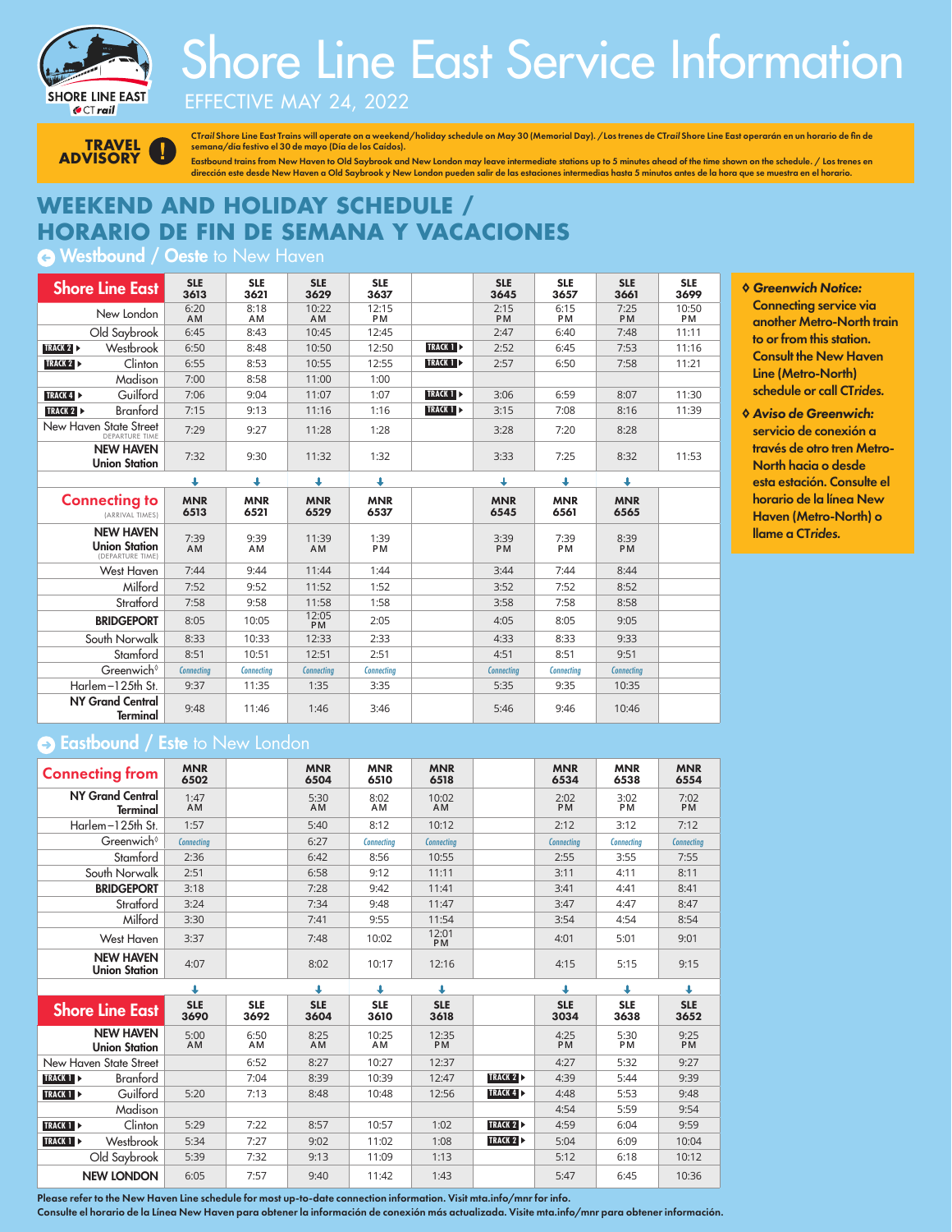# Shore Line East Service Information

EFFECTIVE MAY 24, 2022

**TRAVEL ADVISORY**

CT*rail* Shore Line East Trains will operate on a weekend/holiday schedule on May 30 (Memorial Day). / Los trenes de CT*rail* Shore Line East operarán en un horario de fin de semana/día festivo el 30 de mayo (Día de los Caídos).

Eastbound trains from New Haven to Old Saybrook and New London may leave intermediate stations up to 5 minutes ahead of the time shown on the schedule. / Los trenes en dirección este desde New Haven a Old Saybrook y New London pueden salir de las estaciones intermedias hasta 5 minutos antes de la hora que se muestra en el horario.

## WEEKEND AND HOLIDAY SCHEDULE / HORARIO DE FIN DE SEMANA Y VACACIONES

### Westbound / Oeste to New Haven

| Shore Line East | SLE 3613 | SLE 3621 | SLE 3629 | SLE 3637 | | SLE 3645 | SLE 3657 | SLE 3661 | SLE 3699 |
|---|---|---|---|---|---|---|---|---|---|
| New London | 6:20 AM | 8:18 AM | 10:22 AM | 12:15 PM | | 2:15 PM | 6:15 PM | 7:25 PM | 10:50 PM |
| Old Saybrook | 6:45 | 8:43 | 10:45 | 12:45 | | 2:47 | 6:40 | 7:48 | 11:11 |
| TRACK 2 ▸ Westbrook | 6:50 | 8:48 | 10:50 | 12:50 | TRACK 1 ▸ | 2:52 | 6:45 | 7:53 | 11:16 |
| TRACK 2 ▸ Clinton | 6:55 | 8:53 | 10:55 | 12:55 | TRACK 1 ▸ | 2:57 | 6:50 | 7:58 | 11:21 |
| Madison | 7:00 | 8:58 | 11:00 | 1:00 | | | | | |
| TRACK 4 ▸ Guilford | 7:06 | 9:04 | 11:07 | 1:07 | TRACK 1 ▸ | 3:06 | 6:59 | 8:07 | 11:30 |
| TRACK 2 ▸ Branford | 7:15 | 9:13 | 11:16 | 1:16 | TRACK 1 ▸ | 3:15 | 7:08 | 8:16 | 11:39 |
| New Haven State Street (DEPARTURE TIME) | 7:29 | 9:27 | 11:28 | 1:28 | | 3:28 | 7:20 | 8:28 | |
| **NEW HAVEN Union Station** | 7:32 | 9:30 | 11:32 | 1:32 | | 3:33 | 7:25 | 8:32 | 11:53 |
| | ↓ | ↓ | ↓ | ↓ | | ↓ | ↓ | ↓ | |
| **Connecting to** (ARRIVAL TIMES) | MNR 6513 | MNR 6521 | MNR 6529 | MNR 6537 | | MNR 6545 | MNR 6561 | MNR 6565 | |
| **NEW HAVEN Union Station** (DEPARTURE TIME) | 7:39 AM | 9:39 AM | 11:39 AM | 1:39 PM | | 3:39 PM | 7:39 PM | 8:39 PM | |
| West Haven | 7:44 | 9:44 | 11:44 | 1:44 | | 3:44 | 7:44 | 8:44 | |
| Milford | 7:52 | 9:52 | 11:52 | 1:52 | | 3:52 | 7:52 | 8:52 | |
| Stratford | 7:58 | 9:58 | 11:58 | 1:58 | | 3:58 | 7:58 | 8:58 | |
| **BRIDGEPORT** | 8:05 | 10:05 | 12:05 PM | 2:05 | | 4:05 | 8:05 | 9:05 | |
| South Norwalk | 8:33 | 10:33 | 12:33 | 2:33 | | 4:33 | 8:33 | 9:33 | |
| Stamford | 8:51 | 10:51 | 12:51 | 2:51 | | 4:51 | 8:51 | 9:51 | |
| Greenwich◊ | Connecting | Connecting | Connecting | Connecting | | Connecting | Connecting | Connecting | |
| Harlem–125th St. | 9:37 | 11:35 | 1:35 | 3:35 | | 5:35 | 9:35 | 10:35 | |
| **NY Grand Central Terminal** | 9:48 | 11:46 | 1:46 | 3:46 | | 5:46 | 9:46 | 10:46 | |

◊ ***Greenwich Notice:*** Connecting service via another Metro-North train to or from this station. Consult the New Haven Line (Metro-North) schedule or call CT*rides*.

◊ ***Aviso de Greenwich:*** servicio de conexión a través de otro tren Metro-North hacia o desde esta estación. Consulte el horario de la línea New Haven (Metro-North) o llame a CT*rides*.

### Eastbound / Este to New London

| Connecting from | MNR 6502 | | MNR 6504 | MNR 6510 | MNR 6518 | | MNR 6534 | MNR 6538 | MNR 6554 |
|---|---|---|---|---|---|---|---|---|---|
| **NY Grand Central Terminal** | 1:47 AM | | 5:30 AM | 8:02 AM | 10:02 AM | | 2:02 PM | 3:02 PM | 7:02 PM |
| Harlem–125th St. | 1:57 | | 5:40 | 8:12 | 10:12 | | 2:12 | 3:12 | 7:12 |
| Greenwich◊ | Connecting | | 6:27 | Connecting | Connecting | | Connecting | Connecting | Connecting |
| Stamford | 2:36 | | 6:42 | 8:56 | 10:55 | | 2:55 | 3:55 | 7:55 |
| South Norwalk | 2:51 | | 6:58 | 9:12 | 11:11 | | 3:11 | 4:11 | 8:11 |
| **BRIDGEPORT** | 3:18 | | 7:28 | 9:42 | 11:41 | | 3:41 | 4:41 | 8:41 |
| Stratford | 3:24 | | 7:34 | 9:48 | 11:47 | | 3:47 | 4:47 | 8:47 |
| Milford | 3:30 | | 7:41 | 9:55 | 11:54 | | 3:54 | 4:54 | 8:54 |
| West Haven | 3:37 | | 7:48 | 10:02 | 12:01 PM | | 4:01 | 5:01 | 9:01 |
| **NEW HAVEN Union Station** | 4:07 | | 8:02 | 10:17 | 12:16 | | 4:15 | 5:15 | 9:15 |
| | ↓ | | ↓ | ↓ | ↓ | | ↓ | ↓ | ↓ |
| **Shore Line East** | SLE 3690 | SLE 3692 | SLE 3604 | SLE 3610 | SLE 3618 | | SLE 3034 | SLE 3638 | SLE 3652 |
| **NEW HAVEN Union Station** | 5:00 AM | 6:50 AM | 8:25 AM | 10:25 AM | 12:35 PM | | 4:25 PM | 5:30 PM | 9:25 PM |
| New Haven State Street | | 6:52 | 8:27 | 10:27 | 12:37 | | 4:27 | 5:32 | 9:27 |
| TRACK 1 ▸ Branford | | 7:04 | 8:39 | 10:39 | 12:47 | TRACK 2 ▸ | 4:39 | 5:44 | 9:39 |
| TRACK 1 ▸ Guilford | 5:20 | 7:13 | 8:48 | 10:48 | 12:56 | TRACK 4 ▸ | 4:48 | 5:53 | 9:48 |
| Madison | | | | | | | 4:54 | 5:59 | 9:54 |
| TRACK 1 ▸ Clinton | 5:29 | 7:22 | 8:57 | 10:57 | 1:02 | TRACK 2 ▸ | 4:59 | 6:04 | 9:59 |
| TRACK 1 ▸ Westbrook | 5:34 | 7:27 | 9:02 | 11:02 | 1:08 | TRACK 2 ▸ | 5:04 | 6:09 | 10:04 |
| Old Saybrook | 5:39 | 7:32 | 9:13 | 11:09 | 1:13 | | 5:12 | 6:18 | 10:12 |
| **NEW LONDON** | 6:05 | 7:57 | 9:40 | 11:42 | 1:43 | | 5:47 | 6:45 | 10:36 |

**Please refer to the New Haven Line schedule for most up-to-date connection information. Visit mta.info/mnr for info.**

**Consulte el horario de la Línea New Haven para obtener la información de conexión más actualizada. Visite mta.info/mnr para obtener información.**